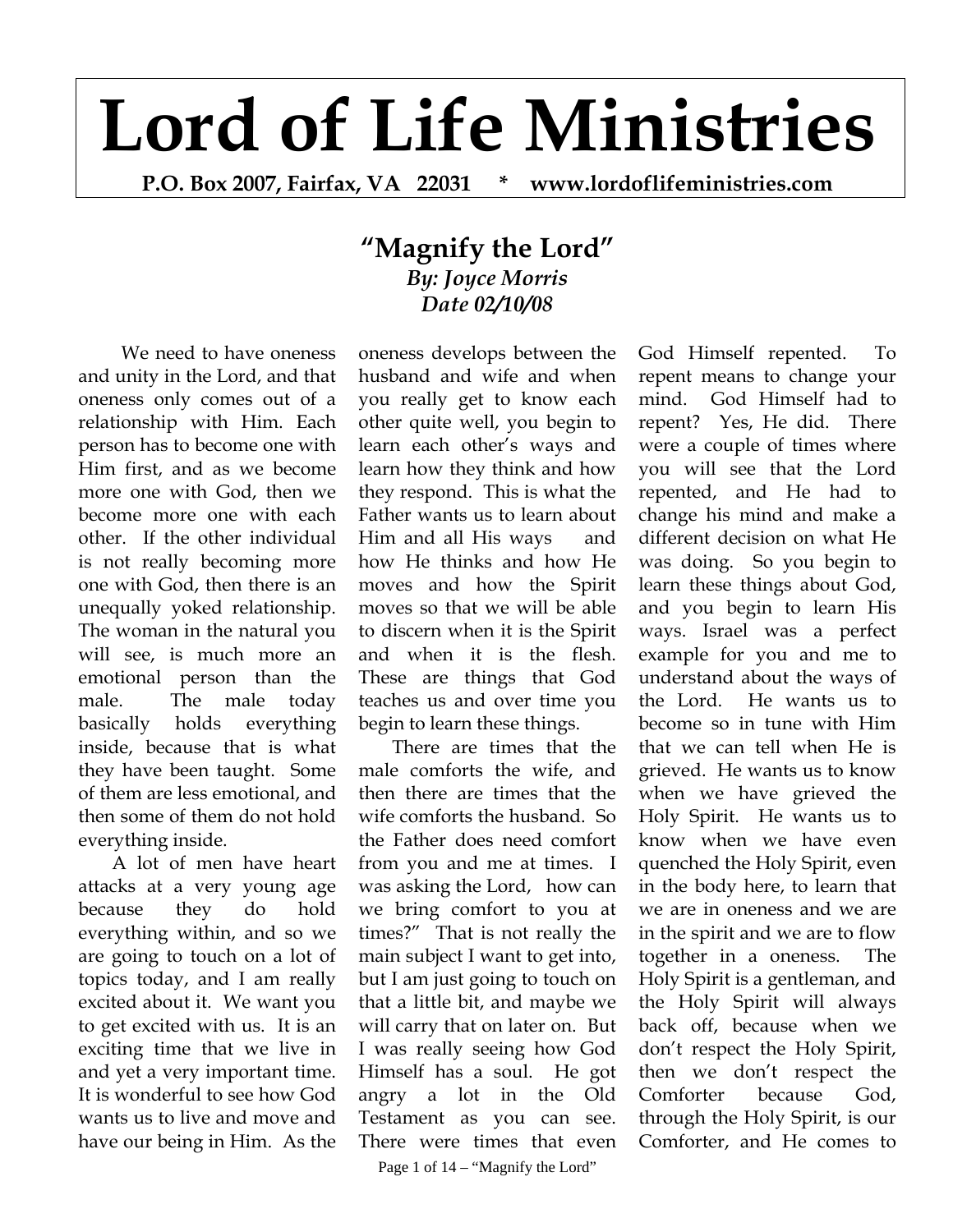# Lord of Life Ministries

**P.O. Box 2007, Fairfax, VA 22031 * www.lordoflifeministries.com**

## "Magnify the Lord"

***By: Joyce Morris***
***Date 02/10/08***

We need to have oneness and unity in the Lord, and that oneness only comes out of a relationship with Him. Each person has to become one with Him first, and as we become more one with God, then we become more one with each other. If the other individual is not really becoming more one with God, then there is an unequally yoked relationship. The woman in the natural you will see, is much more an emotional person than the male. The male today basically holds everything inside, because that is what they have been taught. Some of them are less emotional, and then some of them do not hold everything inside.

A lot of men have heart attacks at a very young age because they do hold everything within, and so we are going to touch on a lot of topics today, and I am really excited about it. We want you to get excited with us. It is an exciting time that we live in and yet a very important time. It is wonderful to see how God wants us to live and move and have our being in Him. As the oneness develops between the husband and wife and when you really get to know each other quite well, you begin to learn each other's ways and learn how they think and how they respond. This is what the Father wants us to learn about Him and all His ways and how He thinks and how He moves and how the Spirit moves so that we will be able to discern when it is the Spirit and when it is the flesh. These are things that God teaches us and over time you begin to learn these things.

There are times that the male comforts the wife, and then there are times that the wife comforts the husband. So the Father does need comfort from you and me at times. I was asking the Lord, how can we bring comfort to you at times?" That is not really the main subject I want to get into, but I am just going to touch on that a little bit, and maybe we will carry that on later on. But I was really seeing how God Himself has a soul. He got angry a lot in the Old Testament as you can see. There were times that even God Himself repented. To repent means to change your mind. God Himself had to repent? Yes, He did. There were a couple of times where you will see that the Lord repented, and He had to change his mind and make a different decision on what He was doing. So you begin to learn these things about God, and you begin to learn His ways. Israel was a perfect example for you and me to understand about the ways of the Lord. He wants us to become so in tune with Him that we can tell when He is grieved. He wants us to know when we have grieved the Holy Spirit. He wants us to know when we have even quenched the Holy Spirit, even in the body here, to learn that we are in oneness and we are in the spirit and we are to flow together in a oneness. The Holy Spirit is a gentleman, and the Holy Spirit will always back off, because when we don't respect the Holy Spirit, then we don't respect the Comforter because God, through the Holy Spirit, is our Comforter, and He comes to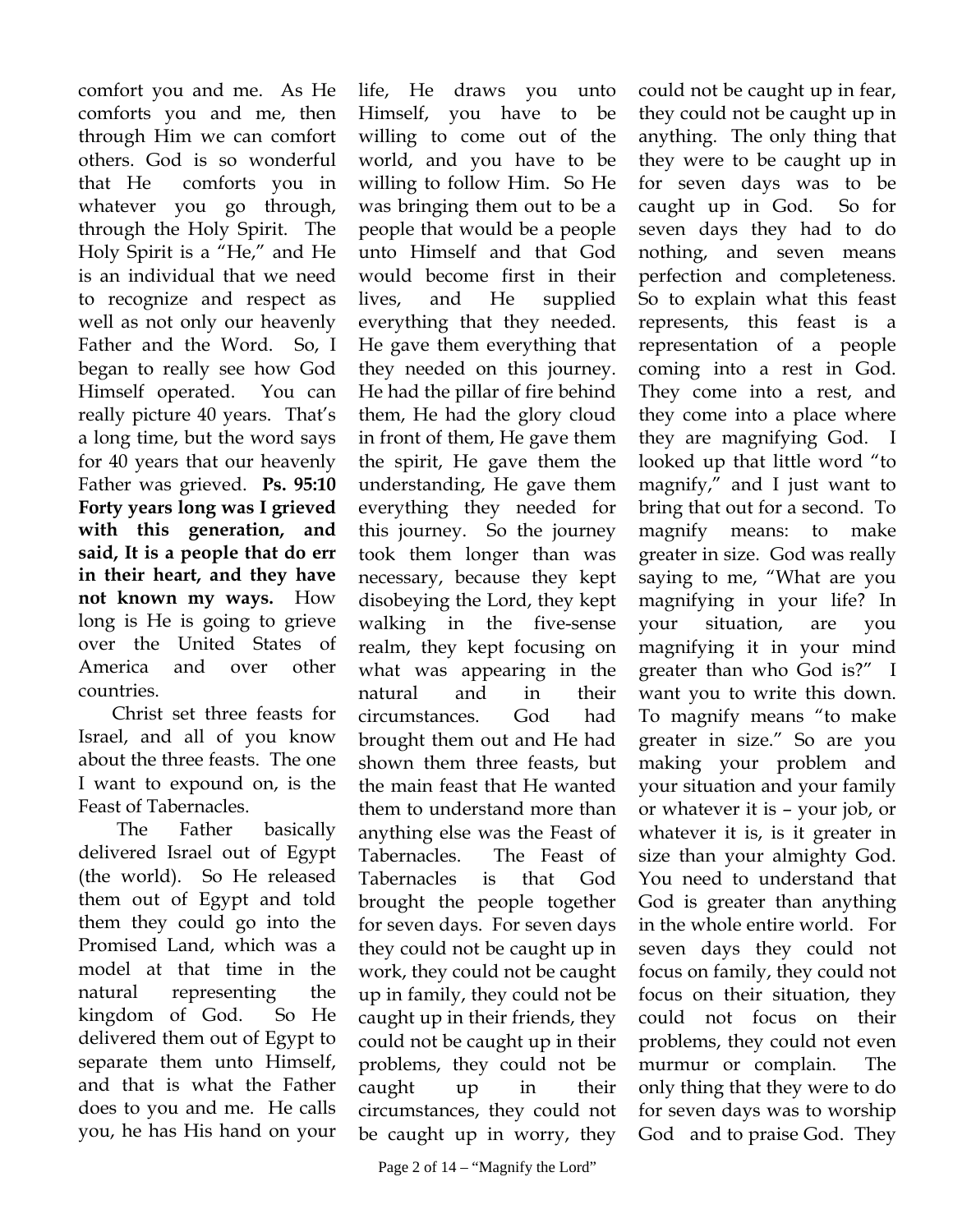comfort you and me. As He comforts you and me, then through Him we can comfort others. God is so wonderful that He comforts you in whatever you go through, through the Holy Spirit. The Holy Spirit is a "He," and He is an individual that we need to recognize and respect as well as not only our heavenly Father and the Word. So, I began to really see how God Himself operated. You can really picture 40 years. That's a long time, but the word says for 40 years that our heavenly Father was grieved. **Ps. 95:10 Forty years long was I grieved with this generation, and said, It is a people that do err in their heart, and they have not known my ways.** How long is He is going to grieve over the United States of America and over other countries.

Christ set three feasts for Israel, and all of you know about the three feasts. The one I want to expound on, is the Feast of Tabernacles.

The Father basically delivered Israel out of Egypt (the world). So He released them out of Egypt and told them they could go into the Promised Land, which was a model at that time in the natural representing the kingdom of God. So He delivered them out of Egypt to separate them unto Himself, and that is what the Father does to you and me. He calls you, he has His hand on your life, He draws you unto Himself, you have to be willing to come out of the world, and you have to be willing to follow Him. So He was bringing them out to be a people that would be a people unto Himself and that God would become first in their lives, and He supplied everything that they needed. He gave them everything that they needed on this journey. He had the pillar of fire behind them, He had the glory cloud in front of them, He gave them the spirit, He gave them the understanding, He gave them everything they needed for this journey. So the journey took them longer than was necessary, because they kept disobeying the Lord, they kept walking in the five-sense realm, they kept focusing on what was appearing in the natural and in their circumstances. God had brought them out and He had shown them three feasts, but the main feast that He wanted them to understand more than anything else was the Feast of Tabernacles. The Feast of Tabernacles is that God brought the people together for seven days. For seven days they could not be caught up in work, they could not be caught up in family, they could not be caught up in their friends, they could not be caught up in their problems, they could not be caught up in their circumstances, they could not be caught up in worry, they could not be caught up in fear, they could not be caught up in anything. The only thing that they were to be caught up in for seven days was to be caught up in God. So for seven days they had to do nothing, and seven means perfection and completeness. So to explain what this feast represents, this feast is a representation of a people coming into a rest in God. They come into a rest, and they come into a place where they are magnifying God. I looked up that little word "to magnify," and I just want to bring that out for a second. To magnify means: to make greater in size. God was really saying to me, "What are you magnifying in your life? In your situation, are you magnifying it in your mind greater than who God is?" I want you to write this down. To magnify means "to make greater in size." So are you making your problem and your situation and your family or whatever it is – your job, or whatever it is, is it greater in size than your almighty God. You need to understand that God is greater than anything in the whole entire world. For seven days they could not focus on family, they could not focus on their situation, they could not focus on their problems, they could not even murmur or complain. The only thing that they were to do for seven days was to worship God and to praise God. They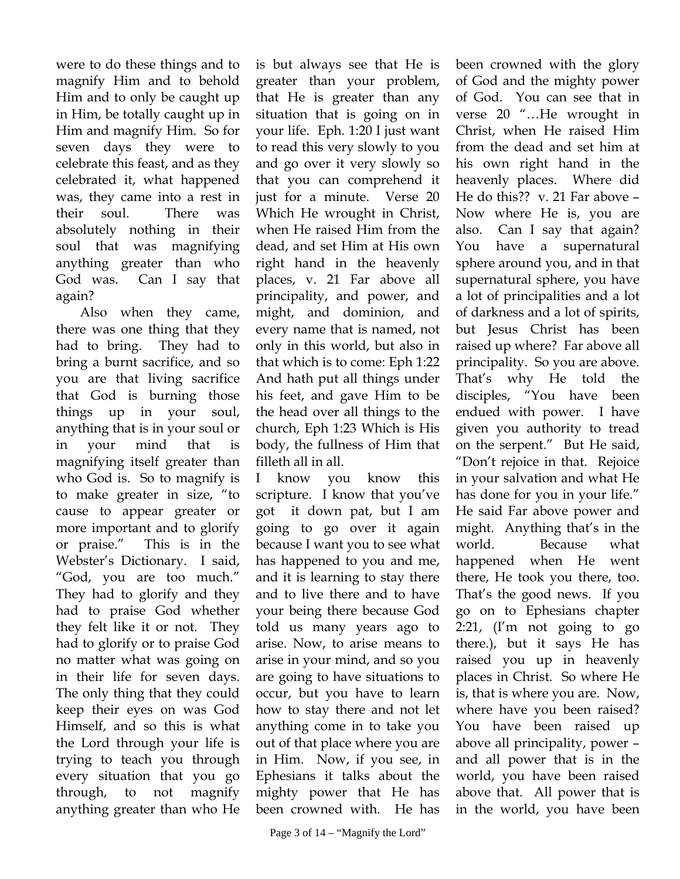were to do these things and to magnify Him and to behold Him and to only be caught up in Him, be totally caught up in Him and magnify Him. So for seven days they were to celebrate this feast, and as they celebrated it, what happened was, they came into a rest in their soul. There was absolutely nothing in their soul that was magnifying anything greater than who God was. Can I say that again?

Also when they came, there was one thing that they had to bring. They had to bring a burnt sacrifice, and so you are that living sacrifice that God is burning those things up in your soul, anything that is in your soul or in your mind that is magnifying itself greater than who God is. So to magnify is to make greater in size, "to cause to appear greater or more important and to glorify or praise." This is in the Webster's Dictionary. I said, "God, you are too much." They had to glorify and they had to praise God whether they felt like it or not. They had to glorify or to praise God no matter what was going on in their life for seven days. The only thing that they could keep their eyes on was God Himself, and so this is what the Lord through your life is trying to teach you through every situation that you go through, to not magnify anything greater than who He is but always see that He is greater than your problem, that He is greater than any situation that is going on in your life. Eph. 1:20 I just want to read this very slowly to you and go over it very slowly so that you can comprehend it just for a minute. Verse 20 Which He wrought in Christ, when He raised Him from the dead, and set Him at His own right hand in the heavenly places, v. 21 Far above all principality, and power, and might, and dominion, and every name that is named, not only in this world, but also in that which is to come: Eph 1:22 And hath put all things under his feet, and gave Him to be the head over all things to the church, Eph 1:23 Which is His body, the fullness of Him that filleth all in all.

I know you know this scripture. I know that you've got it down pat, but I am going to go over it again because I want you to see what has happened to you and me, and it is learning to stay there and to live there and to have your being there because God told us many years ago to arise. Now, to arise means to arise in your mind, and so you are going to have situations to occur, but you have to learn how to stay there and not let anything come in to take you out of that place where you are in Him. Now, if you see, in Ephesians it talks about the mighty power that He has been crowned with. He has been crowned with the glory of God and the mighty power of God. You can see that in verse 20 "…He wrought in Christ, when He raised Him from the dead and set him at his own right hand in the heavenly places. Where did He do this?? v. 21 Far above – Now where He is, you are also. Can I say that again? You have a supernatural sphere around you, and in that supernatural sphere, you have a lot of principalities and a lot of darkness and a lot of spirits, but Jesus Christ has been raised up where? Far above all principality. So you are above. That's why He told the disciples, "You have been endued with power. I have given you authority to tread on the serpent." But He said, "Don't rejoice in that. Rejoice in your salvation and what He has done for you in your life." He said Far above power and might. Anything that's in the world. Because what happened when He went there, He took you there, too. That's the good news. If you go on to Ephesians chapter 2:21, (I'm not going to go there.), but it says He has raised you up in heavenly places in Christ. So where He is, that is where you are. Now, where have you been raised? You have been raised up above all principality, power – and all power that is in the world, you have been raised above that. All power that is in the world, you have been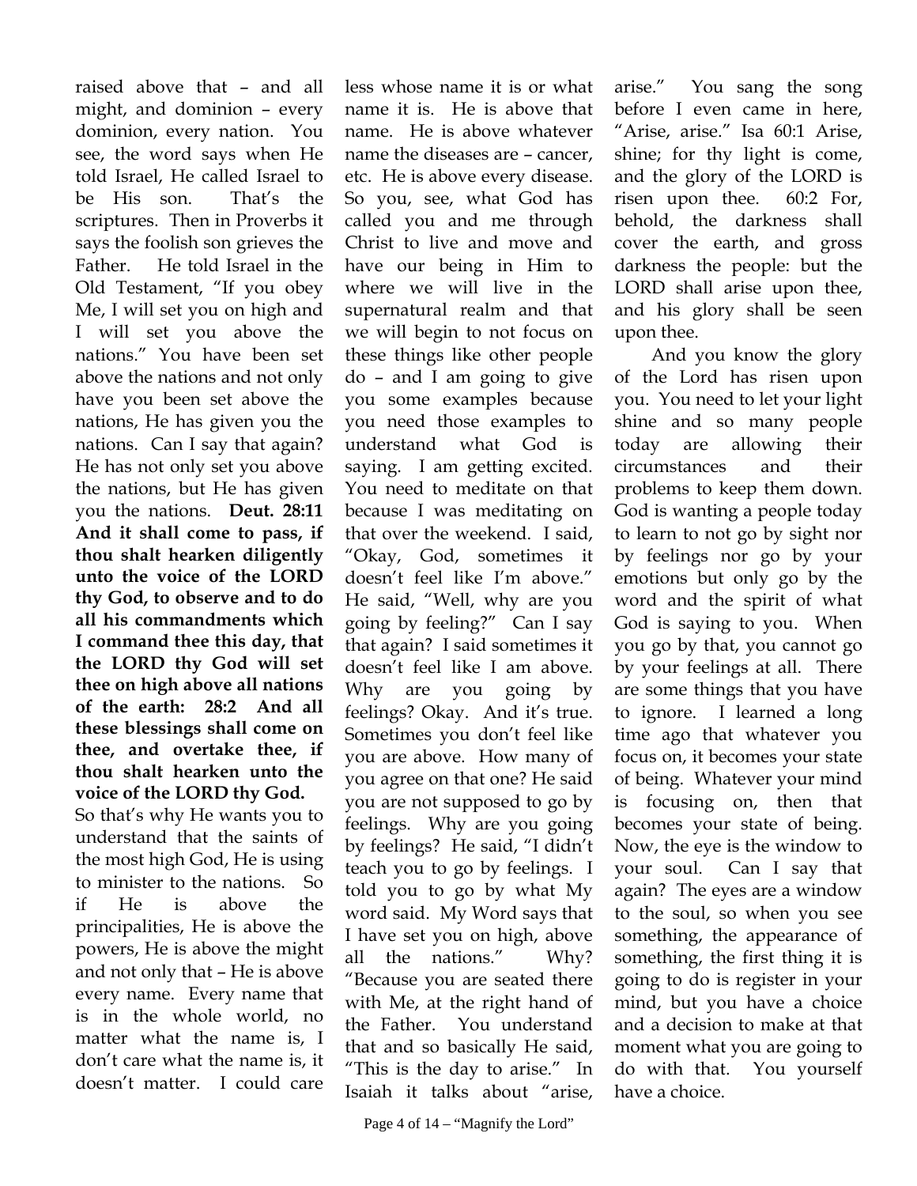raised above that – and all might, and dominion – every dominion, every nation. You see, the word says when He told Israel, He called Israel to be His son. That's the scriptures. Then in Proverbs it says the foolish son grieves the Father. He told Israel in the Old Testament, "If you obey Me, I will set you on high and I will set you above the nations." You have been set above the nations and not only have you been set above the nations, He has given you the nations. Can I say that again? He has not only set you above the nations, but He has given you the nations. **Deut. 28:11 And it shall come to pass, if thou shalt hearken diligently unto the voice of the LORD thy God, to observe and to do all his commandments which I command thee this day, that the LORD thy God will set thee on high above all nations of the earth: 28:2 And all these blessings shall come on thee, and overtake thee, if thou shalt hearken unto the voice of the LORD thy God.**

So that's why He wants you to understand that the saints of the most high God, He is using to minister to the nations. So if He is above the principalities, He is above the powers, He is above the might and not only that – He is above every name. Every name that is in the whole world, no matter what the name is, I don't care what the name is, it doesn't matter. I could care less whose name it is or what name it is. He is above that name. He is above whatever name the diseases are – cancer, etc. He is above every disease. So you, see, what God has called you and me through Christ to live and move and have our being in Him to where we will live in the supernatural realm and that we will begin to not focus on these things like other people do – and I am going to give you some examples because you need those examples to understand what God is saying. I am getting excited. You need to meditate on that because I was meditating on that over the weekend. I said, "Okay, God, sometimes it doesn't feel like I'm above." He said, "Well, why are you going by feeling?" Can I say that again? I said sometimes it doesn't feel like I am above. Why are you going by feelings? Okay. And it's true. Sometimes you don't feel like you are above. How many of you agree on that one? He said you are not supposed to go by feelings. Why are you going by feelings? He said, "I didn't teach you to go by feelings. I told you to go by what My word said. My Word says that I have set you on high, above all the nations." Why? "Because you are seated there with Me, at the right hand of the Father. You understand that and so basically He said, "This is the day to arise." In Isaiah it talks about "arise, arise." You sang the song before I even came in here, "Arise, arise." Isa 60:1 Arise, shine; for thy light is come, and the glory of the LORD is risen upon thee. 60:2 For, behold, the darkness shall cover the earth, and gross darkness the people: but the LORD shall arise upon thee, and his glory shall be seen upon thee.

And you know the glory of the Lord has risen upon you. You need to let your light shine and so many people today are allowing their circumstances and their problems to keep them down. God is wanting a people today to learn to not go by sight nor by feelings nor go by your emotions but only go by the word and the spirit of what God is saying to you. When you go by that, you cannot go by your feelings at all. There are some things that you have to ignore. I learned a long time ago that whatever you focus on, it becomes your state of being. Whatever your mind is focusing on, then that becomes your state of being. Now, the eye is the window to your soul. Can I say that again? The eyes are a window to the soul, so when you see something, the appearance of something, the first thing it is going to do is register in your mind, but you have a choice and a decision to make at that moment what you are going to do with that. You yourself have a choice.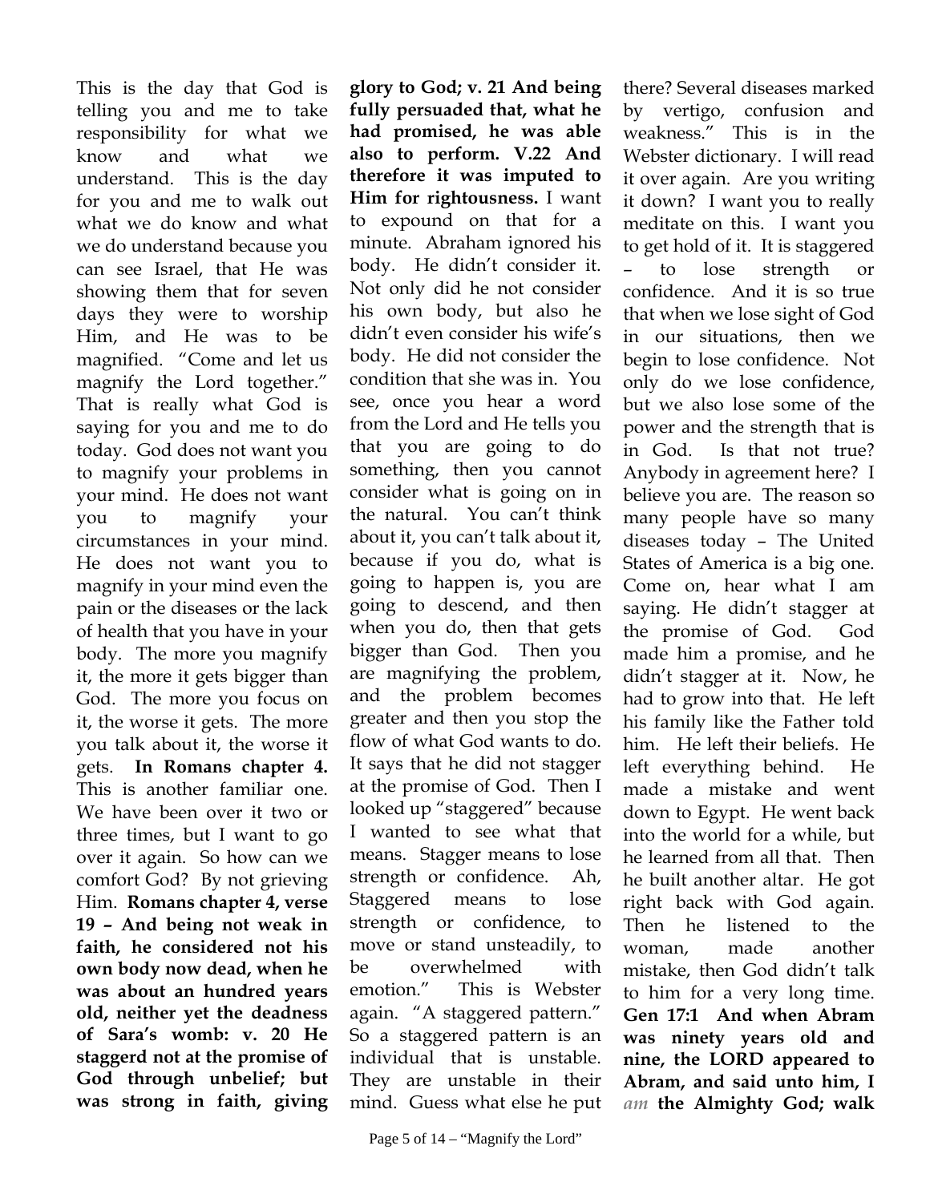This is the day that God is telling you and me to take responsibility for what we know and what we understand. This is the day for you and me to walk out what we do know and what we do understand because you can see Israel, that He was showing them that for seven days they were to worship Him, and He was to be magnified. "Come and let us magnify the Lord together." That is really what God is saying for you and me to do today. God does not want you to magnify your problems in your mind. He does not want you to magnify your circumstances in your mind. He does not want you to magnify in your mind even the pain or the diseases or the lack of health that you have in your body. The more you magnify it, the more it gets bigger than God. The more you focus on it, the worse it gets. The more you talk about it, the worse it gets. **In Romans chapter 4.** This is another familiar one. We have been over it two or three times, but I want to go over it again. So how can we comfort God? By not grieving Him. **Romans chapter 4, verse 19 – And being not weak in faith, he considered not his own body now dead, when he was about an hundred years old, neither yet the deadness of Sara's womb: v. 20 He staggerd not at the promise of God through unbelief; but was strong in faith, giving glory to God; v. 21 And being fully persuaded that, what he had promised, he was able also to perform. V.22 And therefore it was imputed to Him for rightousness.** I want to expound on that for a minute. Abraham ignored his body. He didn't consider it. Not only did he not consider his own body, but also he didn't even consider his wife's body. He did not consider the condition that she was in. You see, once you hear a word from the Lord and He tells you that you are going to do something, then you cannot consider what is going on in the natural. You can't think about it, you can't talk about it, because if you do, what is going to happen is, you are going to descend, and then when you do, then that gets bigger than God. Then you are magnifying the problem, and the problem becomes greater and then you stop the flow of what God wants to do. It says that he did not stagger at the promise of God. Then I looked up "staggered" because I wanted to see what that means. Stagger means to lose strength or confidence. Ah, Staggered means to lose strength or confidence, to move or stand unsteadily, to be overwhelmed with emotion." This is Webster again. "A staggered pattern." So a staggered pattern is an individual that is unstable. They are unstable in their mind. Guess what else he put there? Several diseases marked by vertigo, confusion and weakness." This is in the Webster dictionary. I will read it over again. Are you writing it down? I want you to really meditate on this. I want you to get hold of it. It is staggered – to lose strength or confidence. And it is so true that when we lose sight of God in our situations, then we begin to lose confidence. Not only do we lose confidence, but we also lose some of the power and the strength that is in God. Is that not true? Anybody in agreement here? I believe you are. The reason so many people have so many diseases today – The United States of America is a big one. Come on, hear what I am saying. He didn't stagger at the promise of God. God made him a promise, and he didn't stagger at it. Now, he had to grow into that. He left his family like the Father told him. He left their beliefs. He left everything behind. He made a mistake and went down to Egypt. He went back into the world for a while, but he learned from all that. Then he built another altar. He got right back with God again. Then he listened to the woman, made another mistake, then God didn't talk to him for a very long time. **Gen 17:1 And when Abram was ninety years old and nine, the LORD appeared to Abram, and said unto him, I** *am* **the Almighty God; walk**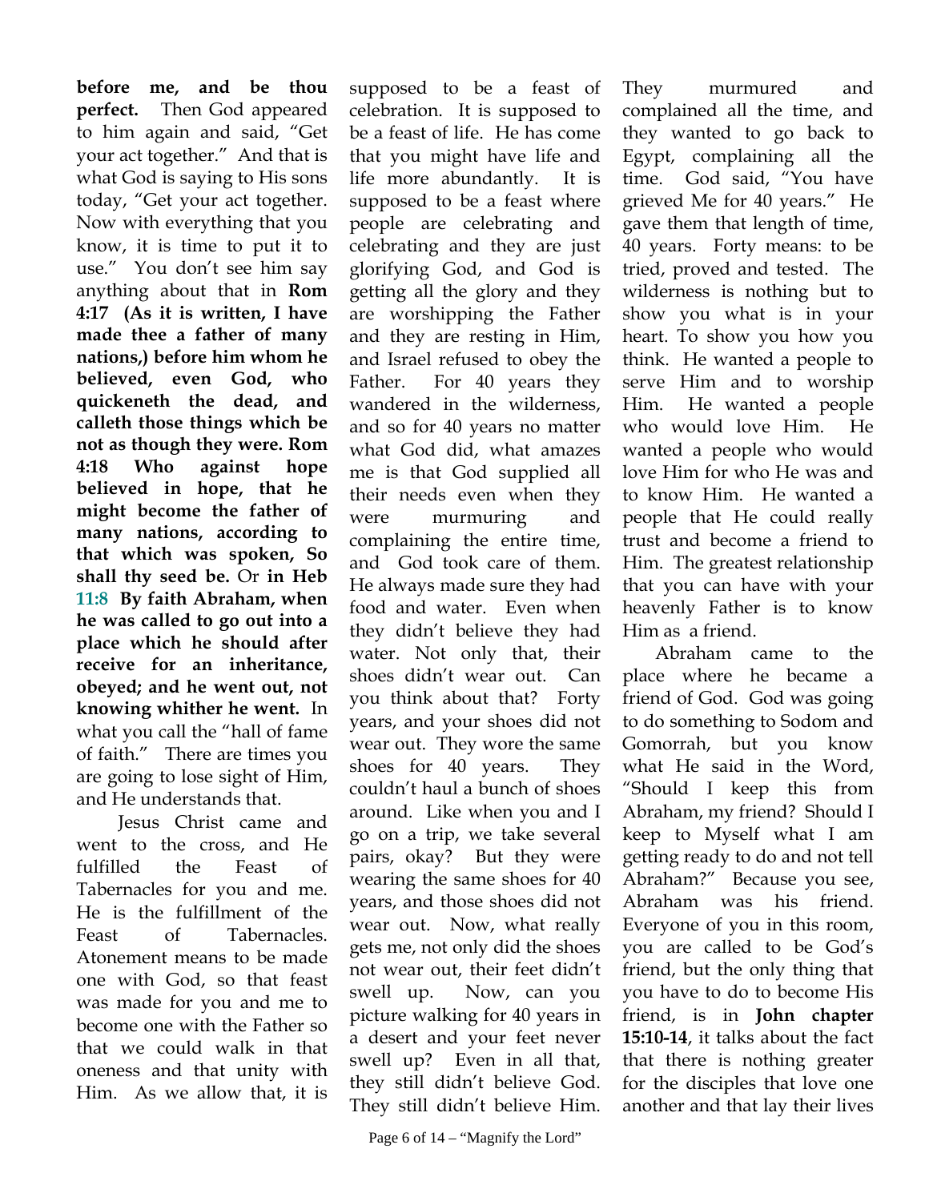**before me, and be thou perfect.** Then God appeared to him again and said, "Get your act together." And that is what God is saying to His sons today, "Get your act together. Now with everything that you know, it is time to put it to use." You don't see him say anything about that in **Rom 4:17 (As it is written, I have made thee a father of many nations,) before him whom he believed, even God, who quickeneth the dead, and calleth those things which be not as though they were. Rom 4:18 Who against hope believed in hope, that he might become the father of many nations, according to that which was spoken, So shall thy seed be.** Or **in Heb 11:8 By faith Abraham, when he was called to go out into a place which he should after receive for an inheritance, obeyed; and he went out, not knowing whither he went.** In what you call the "hall of fame of faith." There are times you are going to lose sight of Him, and He understands that.

Jesus Christ came and went to the cross, and He fulfilled the Feast of Tabernacles for you and me. He is the fulfillment of the Feast of Tabernacles. Atonement means to be made one with God, so that feast was made for you and me to become one with the Father so that we could walk in that oneness and that unity with Him. As we allow that, it is supposed to be a feast of celebration. It is supposed to be a feast of life. He has come that you might have life and life more abundantly. It is supposed to be a feast where people are celebrating and celebrating and they are just glorifying God, and God is getting all the glory and they are worshipping the Father and they are resting in Him, and Israel refused to obey the Father. For 40 years they wandered in the wilderness, and so for 40 years no matter what God did, what amazes me is that God supplied all their needs even when they were murmuring and complaining the entire time, and God took care of them. He always made sure they had food and water. Even when they didn't believe they had water. Not only that, their shoes didn't wear out. Can you think about that? Forty years, and your shoes did not wear out. They wore the same shoes for 40 years. They couldn't haul a bunch of shoes around. Like when you and I go on a trip, we take several pairs, okay? But they were wearing the same shoes for 40 years, and those shoes did not wear out. Now, what really gets me, not only did the shoes not wear out, their feet didn't swell up. Now, can you picture walking for 40 years in a desert and your feet never swell up? Even in all that, they still didn't believe God. They still didn't believe Him. They murmured and complained all the time, and they wanted to go back to Egypt, complaining all the time. God said, "You have grieved Me for 40 years." He gave them that length of time, 40 years. Forty means: to be tried, proved and tested. The wilderness is nothing but to show you what is in your heart. To show you how you think. He wanted a people to serve Him and to worship Him. He wanted a people who would love Him. He wanted a people who would love Him for who He was and to know Him. He wanted a people that He could really trust and become a friend to Him. The greatest relationship that you can have with your heavenly Father is to know Him as a friend.

Abraham came to the place where he became a friend of God. God was going to do something to Sodom and Gomorrah, but you know what He said in the Word, "Should I keep this from Abraham, my friend? Should I keep to Myself what I am getting ready to do and not tell Abraham?" Because you see, Abraham was his friend. Everyone of you in this room, you are called to be God's friend, but the only thing that you have to do to become His friend, is in **John chapter 15:10-14**, it talks about the fact that there is nothing greater for the disciples that love one another and that lay their lives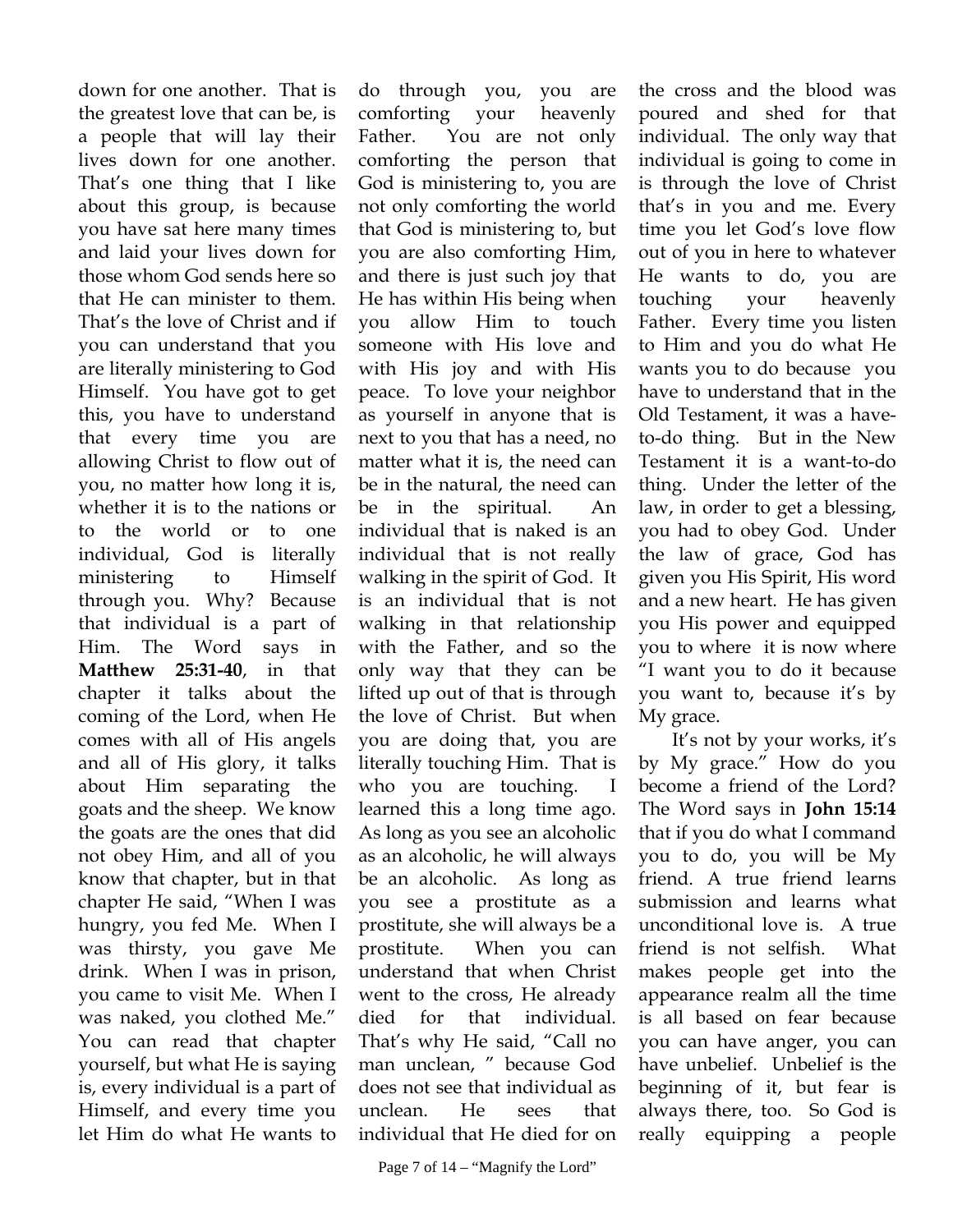down for one another. That is the greatest love that can be, is a people that will lay their lives down for one another. That's one thing that I like about this group, is because you have sat here many times and laid your lives down for those whom God sends here so that He can minister to them. That's the love of Christ and if you can understand that you are literally ministering to God Himself. You have got to get this, you have to understand that every time you are allowing Christ to flow out of you, no matter how long it is, whether it is to the nations or to the world or to one individual, God is literally ministering to Himself through you. Why? Because that individual is a part of Him. The Word says in **Matthew 25:31-40**, in that chapter it talks about the coming of the Lord, when He comes with all of His angels and all of His glory, it talks about Him separating the goats and the sheep. We know the goats are the ones that did not obey Him, and all of you know that chapter, but in that chapter He said, "When I was hungry, you fed Me. When I was thirsty, you gave Me drink. When I was in prison, you came to visit Me. When I was naked, you clothed Me." You can read that chapter yourself, but what He is saying is, every individual is a part of Himself, and every time you let Him do what He wants to do through you, you are comforting your heavenly Father. You are not only comforting the person that God is ministering to, you are not only comforting the world that God is ministering to, but you are also comforting Him, and there is just such joy that He has within His being when you allow Him to touch someone with His love and with His joy and with His peace. To love your neighbor as yourself in anyone that is next to you that has a need, no matter what it is, the need can be in the natural, the need can be in the spiritual. An individual that is naked is an individual that is not really walking in the spirit of God. It is an individual that is not walking in that relationship with the Father, and so the only way that they can be lifted up out of that is through the love of Christ. But when you are doing that, you are literally touching Him. That is who you are touching. I learned this a long time ago. As long as you see an alcoholic as an alcoholic, he will always be an alcoholic. As long as you see a prostitute as a prostitute, she will always be a prostitute. When you can understand that when Christ went to the cross, He already died for that individual. That's why He said, "Call no man unclean, " because God does not see that individual as unclean. He sees that individual that He died for on the cross and the blood was poured and shed for that individual. The only way that individual is going to come in is through the love of Christ that's in you and me. Every time you let God's love flow out of you in here to whatever He wants to do, you are touching your heavenly Father. Every time you listen to Him and you do what He wants you to do because you have to understand that in the Old Testament, it was a have-to-do thing. But in the New Testament it is a want-to-do thing. Under the letter of the law, in order to get a blessing, you had to obey God. Under the law of grace, God has given you His Spirit, His word and a new heart. He has given you His power and equipped you to where it is now where "I want you to do it because you want to, because it's by My grace.

It's not by your works, it's by My grace." How do you become a friend of the Lord? The Word says in **John 15:14** that if you do what I command you to do, you will be My friend. A true friend learns submission and learns what unconditional love is. A true friend is not selfish. What makes people get into the appearance realm all the time is all based on fear because you can have anger, you can have unbelief. Unbelief is the beginning of it, but fear is always there, too. So God is really equipping a people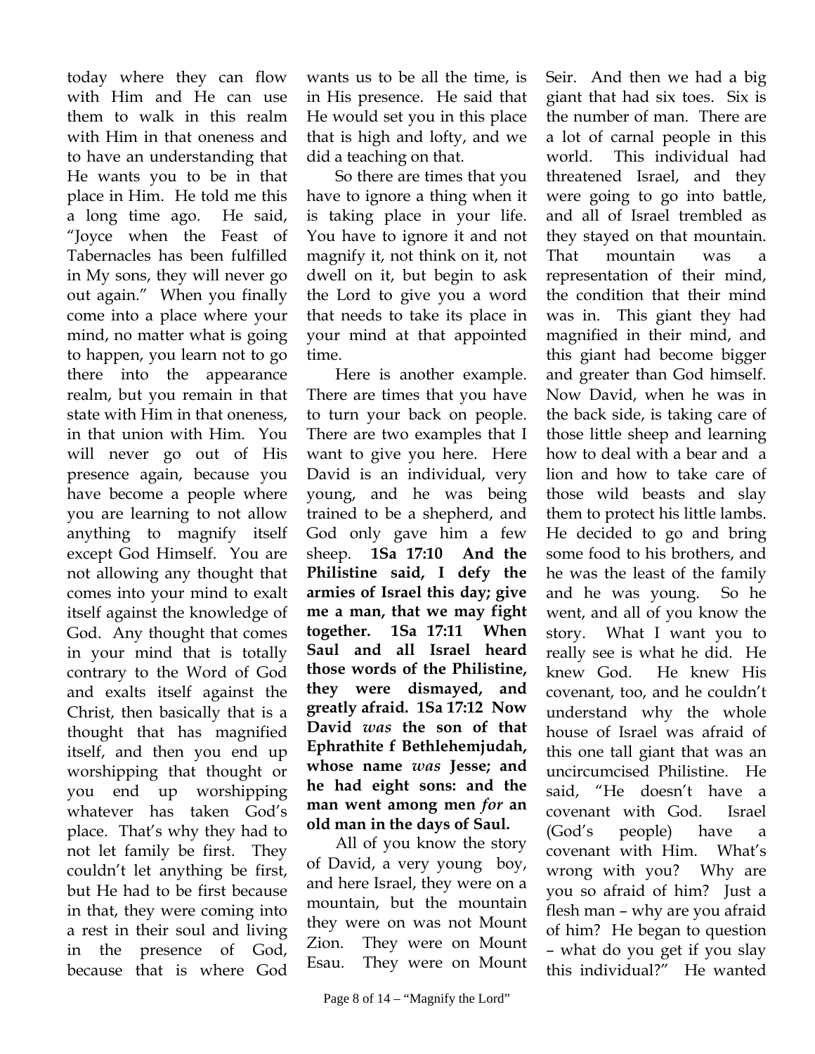today where they can flow with Him and He can use them to walk in this realm with Him in that oneness and to have an understanding that He wants you to be in that place in Him. He told me this a long time ago. He said, "Joyce when the Feast of Tabernacles has been fulfilled in My sons, they will never go out again." When you finally come into a place where your mind, no matter what is going to happen, you learn not to go there into the appearance realm, but you remain in that state with Him in that oneness, in that union with Him. You will never go out of His presence again, because you have become a people where you are learning to not allow anything to magnify itself except God Himself. You are not allowing any thought that comes into your mind to exalt itself against the knowledge of God. Any thought that comes in your mind that is totally contrary to the Word of God and exalts itself against the Christ, then basically that is a thought that has magnified itself, and then you end up worshipping that thought or you end up worshipping whatever has taken God's place. That's why they had to not let family be first. They couldn't let anything be first, but He had to be first because in that, they were coming into a rest in their soul and living in the presence of God, because that is where God wants us to be all the time, is in His presence. He said that He would set you in this place that is high and lofty, and we did a teaching on that.

So there are times that you have to ignore a thing when it is taking place in your life. You have to ignore it and not magnify it, not think on it, not dwell on it, but begin to ask the Lord to give you a word that needs to take its place in your mind at that appointed time.

Here is another example. There are times that you have to turn your back on people. There are two examples that I want to give you here. Here David is an individual, very young, and he was being trained to be a shepherd, and God only gave him a few sheep. **1Sa 17:10 And the Philistine said, I defy the armies of Israel this day; give me a man, that we may fight together. 1Sa 17:11 When Saul and all Israel heard those words of the Philistine, they were dismayed, and greatly afraid. 1Sa 17:12 Now David *was* the son of that Ephrathite f Bethlehemjudah, whose name *was* Jesse; and he had eight sons: and the man went among men *for* an old man in the days of Saul.**

All of you know the story of David, a very young boy, and here Israel, they were on a mountain, but the mountain they were on was not Mount Zion. They were on Mount Esau. They were on Mount Seir. And then we had a big giant that had six toes. Six is the number of man. There are a lot of carnal people in this world. This individual had threatened Israel, and they were going to go into battle, and all of Israel trembled as they stayed on that mountain. That mountain was a representation of their mind, the condition that their mind was in. This giant they had magnified in their mind, and this giant had become bigger and greater than God himself. Now David, when he was in the back side, is taking care of those little sheep and learning how to deal with a bear and a lion and how to take care of those wild beasts and slay them to protect his little lambs. He decided to go and bring some food to his brothers, and he was the least of the family and he was young. So he went, and all of you know the story. What I want you to really see is what he did. He knew God. He knew His covenant, too, and he couldn't understand why the whole house of Israel was afraid of this one tall giant that was an uncircumcised Philistine. He said, "He doesn't have a covenant with God. Israel (God's people) have a covenant with Him. What's wrong with you? Why are you so afraid of him? Just a flesh man – why are you afraid of him? He began to question – what do you get if you slay this individual?" He wanted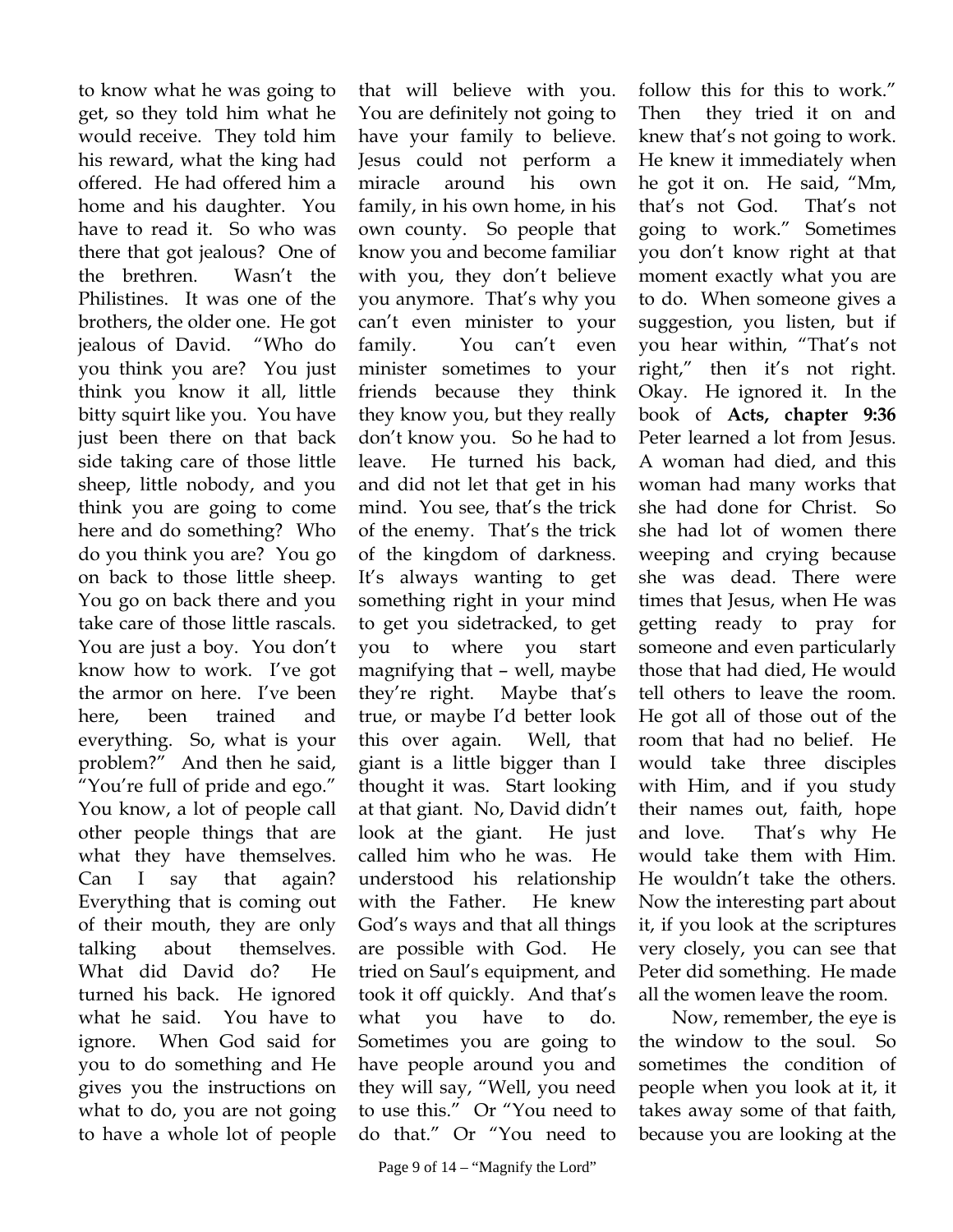to know what he was going to get, so they told him what he would receive. They told him his reward, what the king had offered. He had offered him a home and his daughter. You have to read it. So who was there that got jealous? One of the brethren. Wasn't the Philistines. It was one of the brothers, the older one. He got jealous of David. "Who do you think you are? You just think you know it all, little bitty squirt like you. You have just been there on that back side taking care of those little sheep, little nobody, and you think you are going to come here and do something? Who do you think you are? You go on back to those little sheep. You go on back there and you take care of those little rascals. You are just a boy. You don't know how to work. I've got the armor on here. I've been here, been trained and everything. So, what is your problem?" And then he said, "You're full of pride and ego." You know, a lot of people call other people things that are what they have themselves. Can I say that again? Everything that is coming out of their mouth, they are only talking about themselves. What did David do? He turned his back. He ignored what he said. You have to ignore. When God said for you to do something and He gives you the instructions on what to do, you are not going to have a whole lot of people that will believe with you. You are definitely not going to have your family to believe. Jesus could not perform a miracle around his own family, in his own home, in his own county. So people that know you and become familiar with you, they don't believe you anymore. That's why you can't even minister to your family. You can't even minister sometimes to your friends because they think they know you, but they really don't know you. So he had to leave. He turned his back, and did not let that get in his mind. You see, that's the trick of the enemy. That's the trick of the kingdom of darkness. It's always wanting to get something right in your mind to get you sidetracked, to get you to where you start magnifying that – well, maybe they're right. Maybe that's true, or maybe I'd better look this over again. Well, that giant is a little bigger than I thought it was. Start looking at that giant. No, David didn't look at the giant. He just called him who he was. He understood his relationship with the Father. He knew God's ways and that all things are possible with God. He tried on Saul's equipment, and took it off quickly. And that's what you have to do. Sometimes you are going to have people around you and they will say, "Well, you need to use this." Or "You need to do that." Or "You need to follow this for this to work." Then they tried it on and knew that's not going to work. He knew it immediately when he got it on. He said, "Mm, that's not God. That's not going to work." Sometimes you don't know right at that moment exactly what you are to do. When someone gives a suggestion, you listen, but if you hear within, "That's not right," then it's not right. Okay. He ignored it. In the book of **Acts, chapter 9:36** Peter learned a lot from Jesus. A woman had died, and this woman had many works that she had done for Christ. So she had lot of women there weeping and crying because she was dead. There were times that Jesus, when He was getting ready to pray for someone and even particularly those that had died, He would tell others to leave the room. He got all of those out of the room that had no belief. He would take three disciples with Him, and if you study their names out, faith, hope and love. That's why He would take them with Him. He wouldn't take the others. Now the interesting part about it, if you look at the scriptures very closely, you can see that Peter did something. He made all the women leave the room.

Now, remember, the eye is the window to the soul. So sometimes the condition of people when you look at it, it takes away some of that faith, because you are looking at the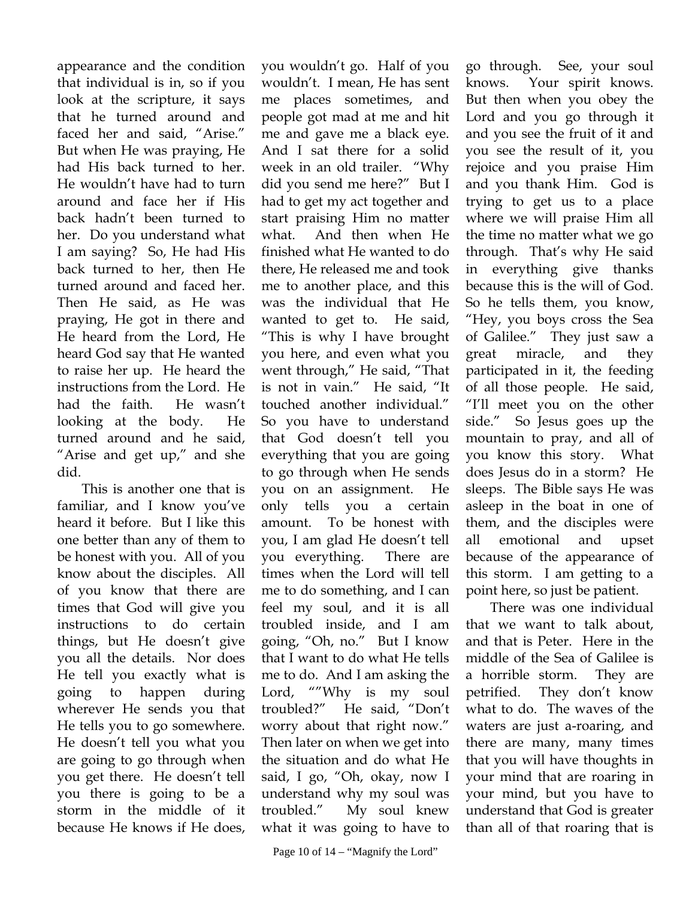appearance and the condition that individual is in, so if you look at the scripture, it says that he turned around and faced her and said, "Arise." But when He was praying, He had His back turned to her. He wouldn't have had to turn around and face her if His back hadn't been turned to her. Do you understand what I am saying? So, He had His back turned to her, then He turned around and faced her. Then He said, as He was praying, He got in there and He heard from the Lord, He heard God say that He wanted to raise her up. He heard the instructions from the Lord. He had the faith. He wasn't looking at the body. He turned around and he said, "Arise and get up," and she did.

This is another one that is familiar, and I know you've heard it before. But I like this one better than any of them to be honest with you. All of you know about the disciples. All of you know that there are times that God will give you instructions to do certain things, but He doesn't give you all the details. Nor does He tell you exactly what is going to happen during wherever He sends you that He tells you to go somewhere. He doesn't tell you what you are going to go through when you get there. He doesn't tell you there is going to be a storm in the middle of it because He knows if He does, you wouldn't go. Half of you wouldn't. I mean, He has sent me places sometimes, and people got mad at me and hit me and gave me a black eye. And I sat there for a solid week in an old trailer. "Why did you send me here?" But I had to get my act together and start praising Him no matter what. And then when He finished what He wanted to do there, He released me and took me to another place, and this was the individual that He wanted to get to. He said, "This is why I have brought you here, and even what you went through," He said, "That is not in vain." He said, "It touched another individual." So you have to understand that God doesn't tell you everything that you are going to go through when He sends you on an assignment. He only tells you a certain amount. To be honest with you, I am glad He doesn't tell you everything. There are times when the Lord will tell me to do something, and I can feel my soul, and it is all troubled inside, and I am going, "Oh, no." But I know that I want to do what He tells me to do. And I am asking the Lord, ""Why is my soul troubled?" He said, "Don't worry about that right now." Then later on when we get into the situation and do what He said, I go, "Oh, okay, now I understand why my soul was troubled." My soul knew what it was going to have to go through. See, your soul knows. Your spirit knows. But then when you obey the Lord and you go through it and you see the fruit of it and you see the result of it, you rejoice and you praise Him and you thank Him. God is trying to get us to a place where we will praise Him all the time no matter what we go through. That's why He said in everything give thanks because this is the will of God. So he tells them, you know, "Hey, you boys cross the Sea of Galilee." They just saw a great miracle, and they participated in it, the feeding of all those people. He said, "I'll meet you on the other side." So Jesus goes up the mountain to pray, and all of you know this story. What does Jesus do in a storm? He sleeps. The Bible says He was asleep in the boat in one of them, and the disciples were all emotional and upset because of the appearance of this storm. I am getting to a point here, so just be patient.

There was one individual that we want to talk about, and that is Peter. Here in the middle of the Sea of Galilee is a horrible storm. They are petrified. They don't know what to do. The waves of the waters are just a-roaring, and there are many, many times that you will have thoughts in your mind that are roaring in your mind, but you have to understand that God is greater than all of that roaring that is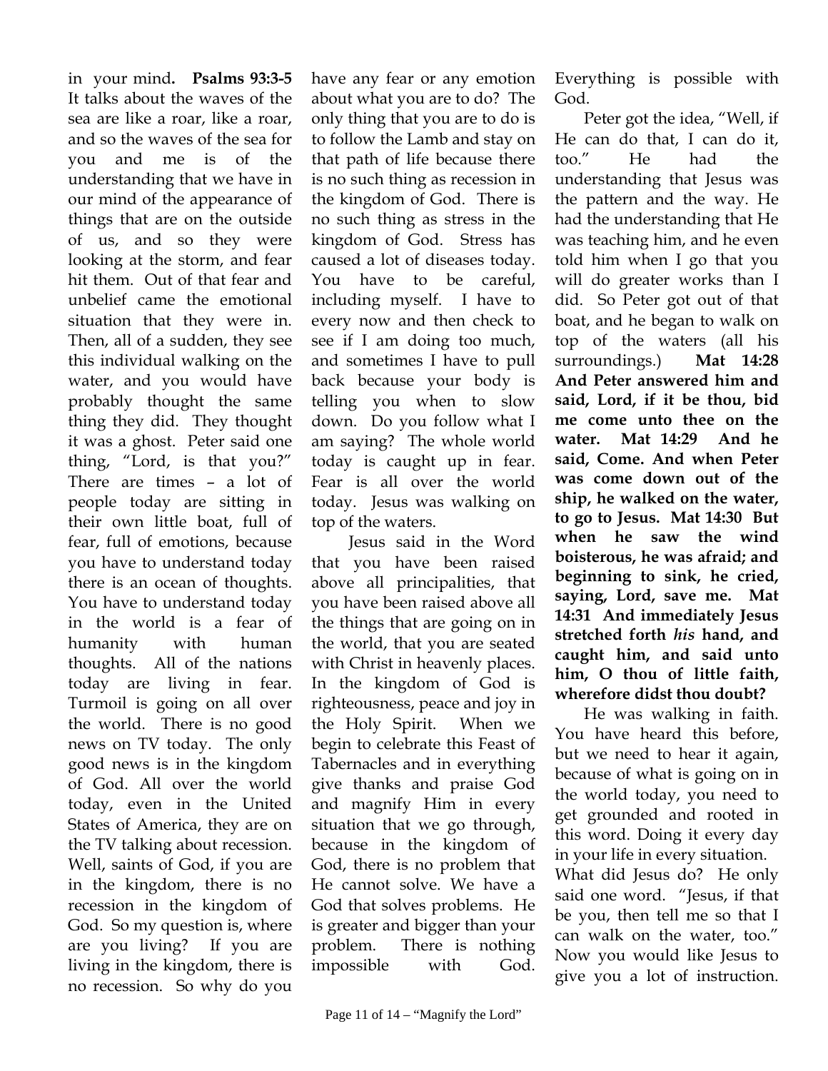in your mind**. Psalms 93:3-5** It talks about the waves of the sea are like a roar, like a roar, and so the waves of the sea for you and me is of the understanding that we have in our mind of the appearance of things that are on the outside of us, and so they were looking at the storm, and fear hit them. Out of that fear and unbelief came the emotional situation that they were in. Then, all of a sudden, they see this individual walking on the water, and you would have probably thought the same thing they did. They thought it was a ghost. Peter said one thing, "Lord, is that you?" There are times – a lot of people today are sitting in their own little boat, full of fear, full of emotions, because you have to understand today there is an ocean of thoughts. You have to understand today in the world is a fear of humanity with human thoughts. All of the nations today are living in fear. Turmoil is going on all over the world. There is no good news on TV today. The only good news is in the kingdom of God. All over the world today, even in the United States of America, they are on the TV talking about recession. Well, saints of God, if you are in the kingdom, there is no recession in the kingdom of God. So my question is, where are you living? If you are living in the kingdom, there is no recession. So why do you have any fear or any emotion about what you are to do? The only thing that you are to do is to follow the Lamb and stay on that path of life because there is no such thing as recession in the kingdom of God. There is no such thing as stress in the kingdom of God. Stress has caused a lot of diseases today. You have to be careful, including myself. I have to every now and then check to see if I am doing too much, and sometimes I have to pull back because your body is telling you when to slow down. Do you follow what I am saying? The whole world today is caught up in fear. Fear is all over the world today. Jesus was walking on top of the waters.

Jesus said in the Word that you have been raised above all principalities, that you have been raised above all the things that are going on in the world, that you are seated with Christ in heavenly places. In the kingdom of God is righteousness, peace and joy in the Holy Spirit. When we begin to celebrate this Feast of Tabernacles and in everything give thanks and praise God and magnify Him in every situation that we go through, because in the kingdom of God, there is no problem that He cannot solve. We have a God that solves problems. He is greater and bigger than your problem. There is nothing impossible with God. Everything is possible with God.

Peter got the idea, "Well, if He can do that, I can do it, too." He had the understanding that Jesus was the pattern and the way. He had the understanding that He was teaching him, and he even told him when I go that you will do greater works than I did. So Peter got out of that boat, and he began to walk on top of the waters (all his surroundings.) **Mat 14:28 And Peter answered him and said, Lord, if it be thou, bid me come unto thee on the water. Mat 14:29 And he said, Come. And when Peter was come down out of the ship, he walked on the water, to go to Jesus. Mat 14:30 But when he saw the wind boisterous, he was afraid; and beginning to sink, he cried, saying, Lord, save me. Mat 14:31 And immediately Jesus stretched forth *his* hand, and caught him, and said unto him, O thou of little faith, wherefore didst thou doubt?**

He was walking in faith. You have heard this before, but we need to hear it again, because of what is going on in the world today, you need to get grounded and rooted in this word. Doing it every day in your life in every situation. What did Jesus do? He only said one word. "Jesus, if that be you, then tell me so that I can walk on the water, too." Now you would like Jesus to give you a lot of instruction.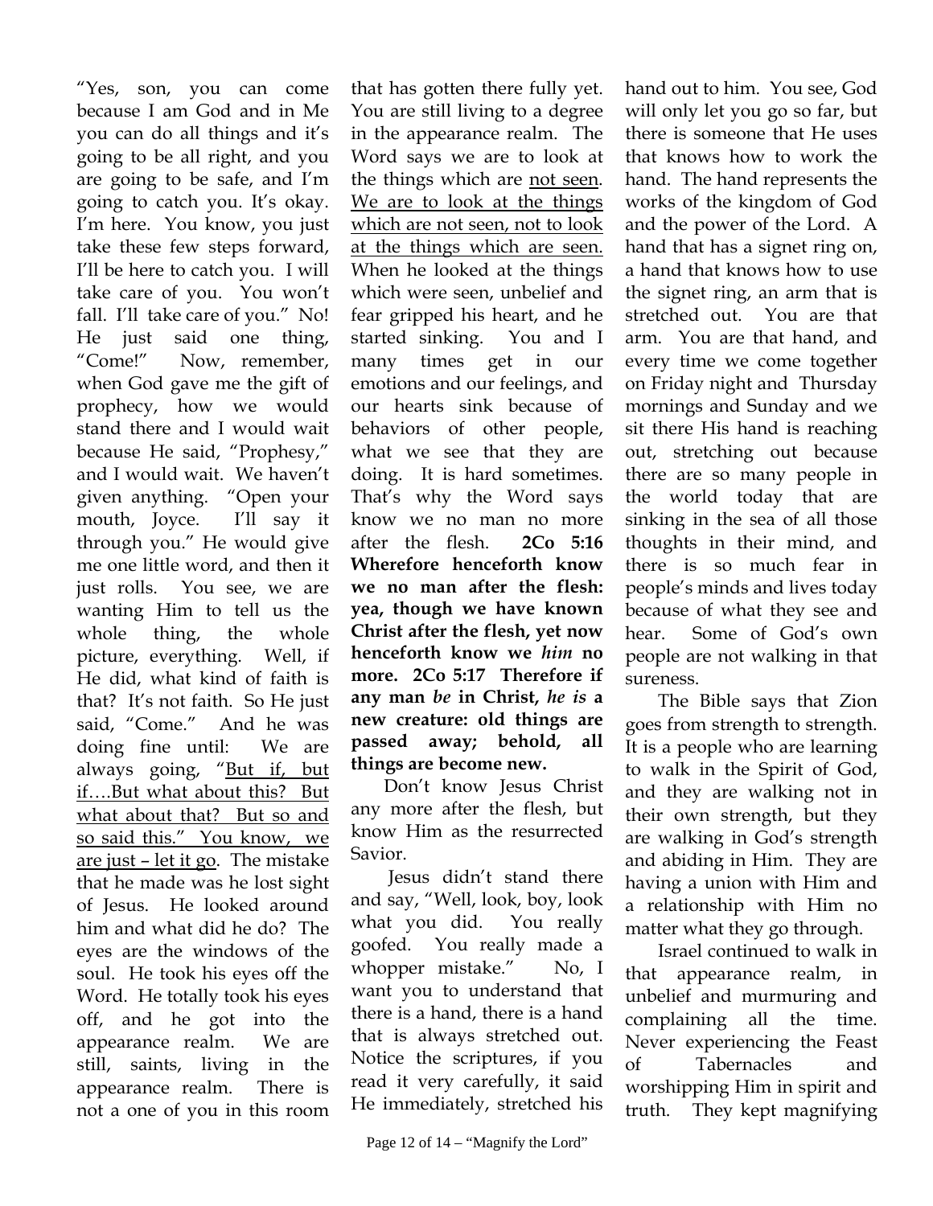"Yes, son, you can come because I am God and in Me you can do all things and it's going to be all right, and you are going to be safe, and I'm going to catch you. It's okay. I'm here. You know, you just take these few steps forward, I'll be here to catch you. I will take care of you. You won't fall. I'll take care of you." No! He just said one thing, "Come!" Now, remember, when God gave me the gift of prophecy, how we would stand there and I would wait because He said, "Prophesy," and I would wait. We haven't given anything. "Open your mouth, Joyce. I'll say it through you." He would give me one little word, and then it just rolls. You see, we are wanting Him to tell us the whole thing, the whole picture, everything. Well, if He did, what kind of faith is that? It's not faith. So He just said, "Come." And he was doing fine until: We are always going, "<u>But if, but if….But what about this? But what about that? But so and so said this." You know, we are just – let it go</u>. The mistake that he made was he lost sight of Jesus. He looked around him and what did he do? The eyes are the windows of the soul. He took his eyes off the Word. He totally took his eyes off, and he got into the appearance realm. We are still, saints, living in the appearance realm. There is not a one of you in this room that has gotten there fully yet. You are still living to a degree in the appearance realm. The Word says we are to look at the things which are <u>not seen</u>. <u>We are to look at the things which are not seen, not to look at the things which are seen.</u> When he looked at the things which were seen, unbelief and fear gripped his heart, and he started sinking. You and I many times get in our emotions and our feelings, and our hearts sink because of behaviors of other people, what we see that they are doing. It is hard sometimes. That's why the Word says know we no man no more after the flesh. **2Co 5:16 Wherefore henceforth know we no man after the flesh: yea, though we have known Christ after the flesh, yet now henceforth know we *him* no more. 2Co 5:17 Therefore if any man *be* in Christ, *he is* a new creature: old things are passed away; behold, all things are become new.**

Don't know Jesus Christ any more after the flesh, but know Him as the resurrected Savior.

Jesus didn't stand there and say, "Well, look, boy, look what you did. You really goofed. You really made a whopper mistake." No, I want you to understand that there is a hand, there is a hand that is always stretched out. Notice the scriptures, if you read it very carefully, it said He immediately, stretched his hand out to him. You see, God will only let you go so far, but there is someone that He uses that knows how to work the hand. The hand represents the works of the kingdom of God and the power of the Lord. A hand that has a signet ring on, a hand that knows how to use the signet ring, an arm that is stretched out. You are that arm. You are that hand, and every time we come together on Friday night and Thursday mornings and Sunday and we sit there His hand is reaching out, stretching out because there are so many people in the world today that are sinking in the sea of all those thoughts in their mind, and there is so much fear in people's minds and lives today because of what they see and hear. Some of God's own people are not walking in that sureness.

The Bible says that Zion goes from strength to strength. It is a people who are learning to walk in the Spirit of God, and they are walking not in their own strength, but they are walking in God's strength and abiding in Him. They are having a union with Him and a relationship with Him no matter what they go through.

Israel continued to walk in that appearance realm, in unbelief and murmuring and complaining all the time. Never experiencing the Feast of Tabernacles and worshipping Him in spirit and truth. They kept magnifying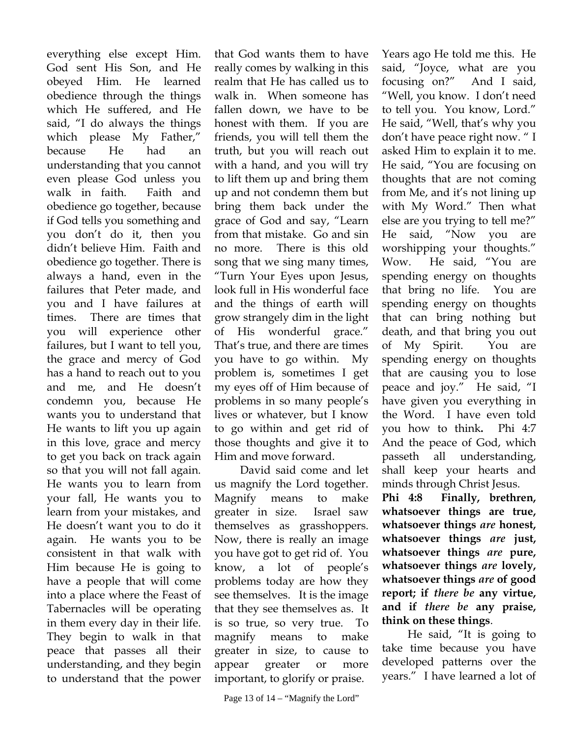everything else except Him. God sent His Son, and He obeyed Him. He learned obedience through the things which He suffered, and He said, "I do always the things which please My Father," because He had an understanding that you cannot even please God unless you walk in faith. Faith and obedience go together, because if God tells you something and you don't do it, then you didn't believe Him. Faith and obedience go together. There is always a hand, even in the failures that Peter made, and you and I have failures at times. There are times that you will experience other failures, but I want to tell you, the grace and mercy of God has a hand to reach out to you and me, and He doesn't condemn you, because He wants you to understand that He wants to lift you up again in this love, grace and mercy to get you back on track again so that you will not fall again. He wants you to learn from your fall, He wants you to learn from your mistakes, and He doesn't want you to do it again. He wants you to be consistent in that walk with Him because He is going to have a people that will come into a place where the Feast of Tabernacles will be operating in them every day in their life. They begin to walk in that peace that passes all their understanding, and they begin to understand that the power that God wants them to have really comes by walking in this realm that He has called us to walk in. When someone has fallen down, we have to be honest with them. If you are friends, you will tell them the truth, but you will reach out with a hand, and you will try to lift them up and bring them up and not condemn them but bring them back under the grace of God and say, "Learn from that mistake. Go and sin no more. There is this old song that we sing many times, "Turn Your Eyes upon Jesus, look full in His wonderful face and the things of earth will grow strangely dim in the light of His wonderful grace." That's true, and there are times you have to go within. My problem is, sometimes I get my eyes off of Him because of problems in so many people's lives or whatever, but I know to go within and get rid of those thoughts and give it to Him and move forward.

David said come and let us magnify the Lord together. Magnify means to make greater in size. Israel saw themselves as grasshoppers. Now, there is really an image you have got to get rid of. You know, a lot of people's problems today are how they see themselves. It is the image that they see themselves as. It is so true, so very true. To magnify means to make greater in size, to cause to appear greater or more important, to glorify or praise.

Years ago He told me this. He said, "Joyce, what are you focusing on?" And I said, "Well, you know. I don't need to tell you. You know, Lord." He said, "Well, that's why you don't have peace right now. " I asked Him to explain it to me. He said, "You are focusing on thoughts that are not coming from Me, and it's not lining up with My Word." Then what else are you trying to tell me?" He said, "Now you are worshipping your thoughts." Wow. He said, "You are spending energy on thoughts that bring no life. You are spending energy on thoughts that can bring nothing but death, and that bring you out of My Spirit. You are spending energy on thoughts that are causing you to lose peace and joy." He said, "I have given you everything in the Word. I have even told you how to think**.** Phi 4:7 And the peace of God, which passeth all understanding, shall keep your hearts and minds through Christ Jesus.

**Phi 4:8 Finally, brethren, whatsoever things are true, whatsoever things *are* honest, whatsoever things *are* just, whatsoever things *are* pure, whatsoever things *are* lovely, whatsoever things *are* of good report; if *there be* any virtue, and if *there be* any praise, think on these things**.

He said, "It is going to take time because you have developed patterns over the years." I have learned a lot of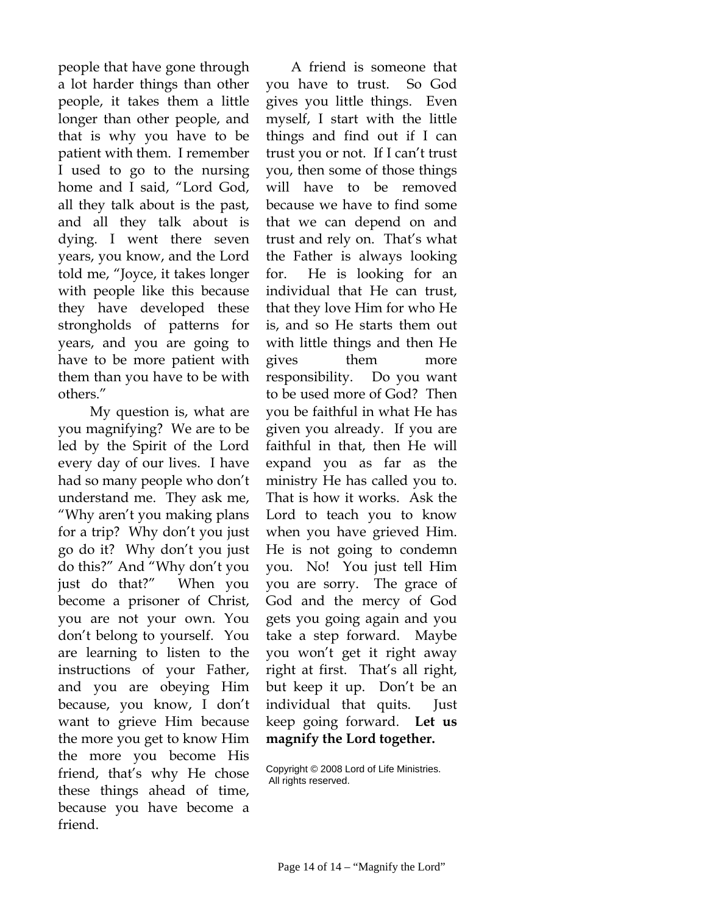people that have gone through a lot harder things than other people, it takes them a little longer than other people, and that is why you have to be patient with them. I remember I used to go to the nursing home and I said, "Lord God, all they talk about is the past, and all they talk about is dying. I went there seven years, you know, and the Lord told me, "Joyce, it takes longer with people like this because they have developed these strongholds of patterns for years, and you are going to have to be more patient with them than you have to be with others."

My question is, what are you magnifying? We are to be led by the Spirit of the Lord every day of our lives. I have had so many people who don't understand me. They ask me, "Why aren't you making plans for a trip? Why don't you just go do it? Why don't you just do this?" And "Why don't you just do that?" When you become a prisoner of Christ, you are not your own. You don't belong to yourself. You are learning to listen to the instructions of your Father, and you are obeying Him because, you know, I don't want to grieve Him because the more you get to know Him the more you become His friend, that's why He chose these things ahead of time, because you have become a friend.

A friend is someone that you have to trust. So God gives you little things. Even myself, I start with the little things and find out if I can trust you or not. If I can't trust you, then some of those things will have to be removed because we have to find some that we can depend on and trust and rely on. That's what the Father is always looking for. He is looking for an individual that He can trust, that they love Him for who He is, and so He starts them out with little things and then He gives them more responsibility. Do you want to be used more of God? Then you be faithful in what He has given you already. If you are faithful in that, then He will expand you as far as the ministry He has called you to. That is how it works. Ask the Lord to teach you to know when you have grieved Him. He is not going to condemn you. No! You just tell Him you are sorry. The grace of God and the mercy of God gets you going again and you take a step forward. Maybe you won't get it right away right at first. That's all right, but keep it up. Don't be an individual that quits. Just keep going forward. **Let us magnify the Lord together.**

Copyright © 2008 Lord of Life Ministries.
All rights reserved.